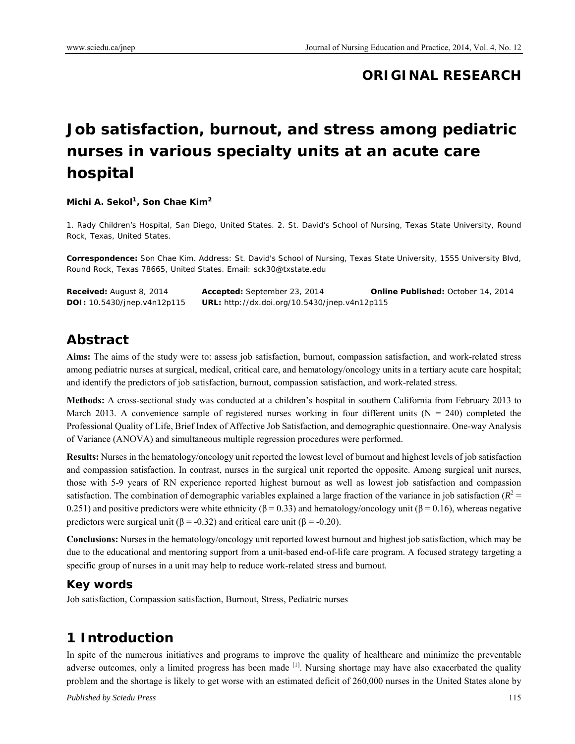**ORIGINAL RESEARCH**

# Job satisfaction, burnout, and stress among pediatric nurses in various specialty units at an acute care hospital

**Michi A. Sekol[1], Son Chae Kim[2]**

1. Rady Children's Hospital, San Diego, United States. 2. St. David's School of Nursing, Texas State University, Round Rock, Texas, United States.

**Correspondence:** Son Chae Kim. Address: St. David's School of Nursing, Texas State University, 1555 University Blvd, Round Rock, Texas 78665, United States. Email: sck30@txstate.edu

**Received:** August 8, 2014 **Accepted:** September 23, 2014 **Online Published:** October 14, 2014
**DOI:** 10.5430/jnep.v4n12p115 **URL:** http://dx.doi.org/10.5430/jnep.v4n12p115

## Abstract

**Aims:** The aims of the study were to: assess job satisfaction, burnout, compassion satisfaction, and work-related stress among pediatric nurses at surgical, medical, critical care, and hematology/oncology units in a tertiary acute care hospital; and identify the predictors of job satisfaction, burnout, compassion satisfaction, and work-related stress.

**Methods:** A cross-sectional study was conducted at a children's hospital in southern California from February 2013 to March 2013. A convenience sample of registered nurses working in four different units (N = 240) completed the Professional Quality of Life, Brief Index of Affective Job Satisfaction, and demographic questionnaire. One-way Analysis of Variance (ANOVA) and simultaneous multiple regression procedures were performed.

**Results:** Nurses in the hematology/oncology unit reported the lowest level of burnout and highest levels of job satisfaction and compassion satisfaction. In contrast, nurses in the surgical unit reported the opposite. Among surgical unit nurses, those with 5-9 years of RN experience reported highest burnout as well as lowest job satisfaction and compassion satisfaction. The combination of demographic variables explained a large fraction of the variance in job satisfaction ($R^2$ = 0.251) and positive predictors were white ethnicity ($\beta$ = 0.33) and hematology/oncology unit ($\beta$ = 0.16), whereas negative predictors were surgical unit ($\beta$ = -0.32) and critical care unit ($\beta$ = -0.20).

**Conclusions:** Nurses in the hematology/oncology unit reported lowest burnout and highest job satisfaction, which may be due to the educational and mentoring support from a unit-based end-of-life care program. A focused strategy targeting a specific group of nurses in a unit may help to reduce work-related stress and burnout.

### Key words

Job satisfaction, Compassion satisfaction, Burnout, Stress, Pediatric nurses

## 1 Introduction

In spite of the numerous initiatives and programs to improve the quality of healthcare and minimize the preventable adverse outcomes, only a limited progress has been made [1]. Nursing shortage may have also exacerbated the quality problem and the shortage is likely to get worse with an estimated deficit of 260,000 nurses in the United States alone by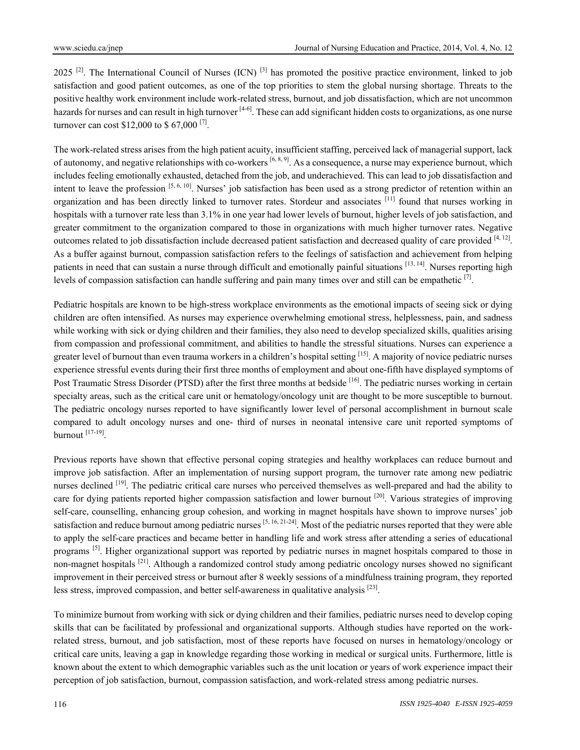2025 [2]. The International Council of Nurses (ICN) [3] has promoted the positive practice environment, linked to job satisfaction and good patient outcomes, as one of the top priorities to stem the global nursing shortage. Threats to the positive healthy work environment include work-related stress, burnout, and job dissatisfaction, which are not uncommon hazards for nurses and can result in high turnover [4-6]. These can add significant hidden costs to organizations, as one nurse turnover can cost $12,000 to $ 67,000 [7].

The work-related stress arises from the high patient acuity, insufficient staffing, perceived lack of managerial support, lack of autonomy, and negative relationships with co-workers [6, 8, 9]. As a consequence, a nurse may experience burnout, which includes feeling emotionally exhausted, detached from the job, and underachieved. This can lead to job dissatisfaction and intent to leave the profession [5, 6, 10]. Nurses' job satisfaction has been used as a strong predictor of retention within an organization and has been directly linked to turnover rates. Stordeur and associates [11] found that nurses working in hospitals with a turnover rate less than 3.1% in one year had lower levels of burnout, higher levels of job satisfaction, and greater commitment to the organization compared to those in organizations with much higher turnover rates. Negative outcomes related to job dissatisfaction include decreased patient satisfaction and decreased quality of care provided [4, 12]. As a buffer against burnout, compassion satisfaction refers to the feelings of satisfaction and achievement from helping patients in need that can sustain a nurse through difficult and emotionally painful situations [13, 14]. Nurses reporting high levels of compassion satisfaction can handle suffering and pain many times over and still can be empathetic [7].

Pediatric hospitals are known to be high-stress workplace environments as the emotional impacts of seeing sick or dying children are often intensified. As nurses may experience overwhelming emotional stress, helplessness, pain, and sadness while working with sick or dying children and their families, they also need to develop specialized skills, qualities arising from compassion and professional commitment, and abilities to handle the stressful situations. Nurses can experience a greater level of burnout than even trauma workers in a children's hospital setting [15]. A majority of novice pediatric nurses experience stressful events during their first three months of employment and about one-fifth have displayed symptoms of Post Traumatic Stress Disorder (PTSD) after the first three months at bedside [16]. The pediatric nurses working in certain specialty areas, such as the critical care unit or hematology/oncology unit are thought to be more susceptible to burnout. The pediatric oncology nurses reported to have significantly lower level of personal accomplishment in burnout scale compared to adult oncology nurses and one- third of nurses in neonatal intensive care unit reported symptoms of burnout [17-19].

Previous reports have shown that effective personal coping strategies and healthy workplaces can reduce burnout and improve job satisfaction. After an implementation of nursing support program, the turnover rate among new pediatric nurses declined [19]. The pediatric critical care nurses who perceived themselves as well-prepared and had the ability to care for dying patients reported higher compassion satisfaction and lower burnout [20]. Various strategies of improving self-care, counselling, enhancing group cohesion, and working in magnet hospitals have shown to improve nurses' job satisfaction and reduce burnout among pediatric nurses [5, 16, 21-24]. Most of the pediatric nurses reported that they were able to apply the self-care practices and became better in handling life and work stress after attending a series of educational programs [5]. Higher organizational support was reported by pediatric nurses in magnet hospitals compared to those in non-magnet hospitals [21]. Although a randomized control study among pediatric oncology nurses showed no significant improvement in their perceived stress or burnout after 8 weekly sessions of a mindfulness training program, they reported less stress, improved compassion, and better self-awareness in qualitative analysis [23].

To minimize burnout from working with sick or dying children and their families, pediatric nurses need to develop coping skills that can be facilitated by professional and organizational supports. Although studies have reported on the work-related stress, burnout, and job satisfaction, most of these reports have focused on nurses in hematology/oncology or critical care units, leaving a gap in knowledge regarding those working in medical or surgical units. Furthermore, little is known about the extent to which demographic variables such as the unit location or years of work experience impact their perception of job satisfaction, burnout, compassion satisfaction, and work-related stress among pediatric nurses.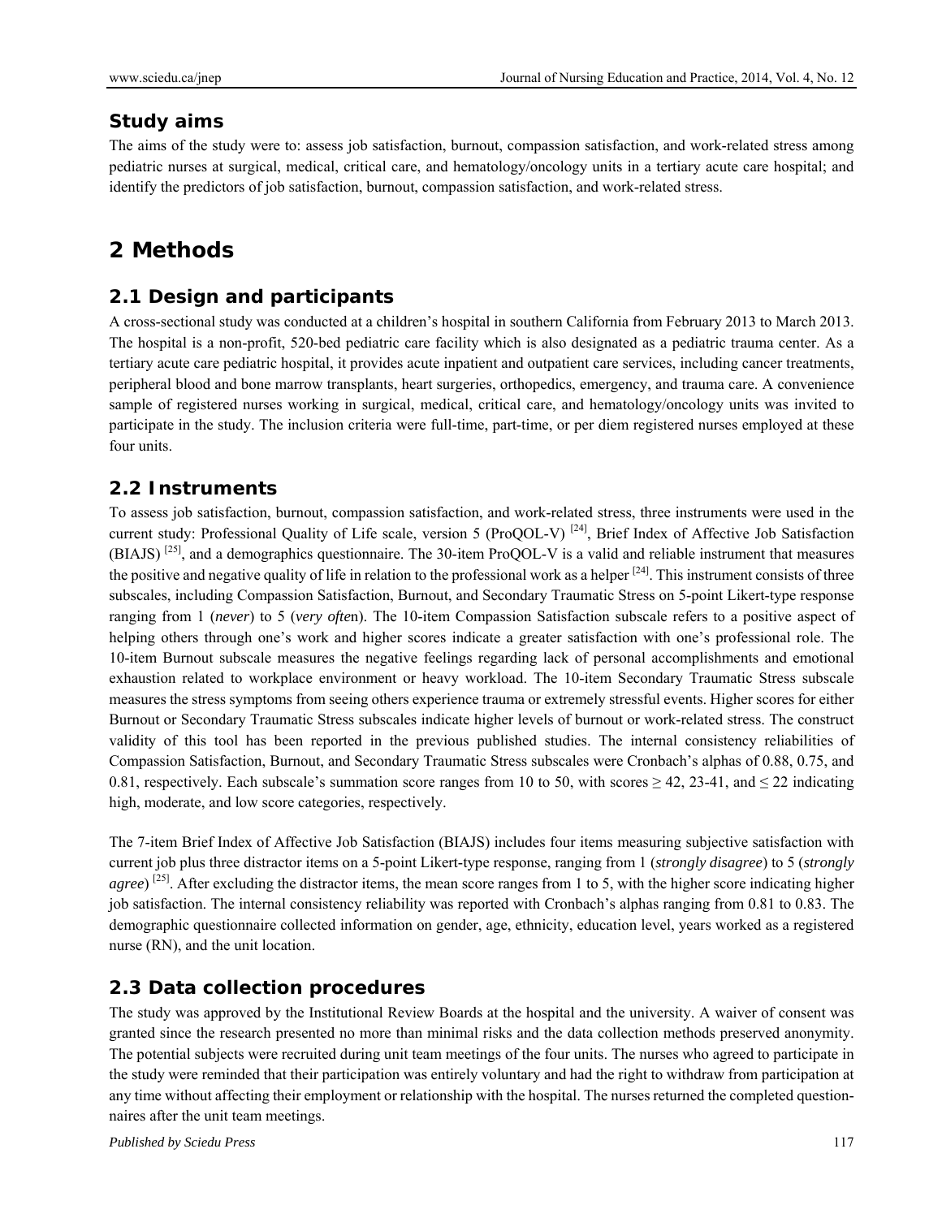### Study aims

The aims of the study were to: assess job satisfaction, burnout, compassion satisfaction, and work-related stress among pediatric nurses at surgical, medical, critical care, and hematology/oncology units in a tertiary acute care hospital; and identify the predictors of job satisfaction, burnout, compassion satisfaction, and work-related stress.

## 2 Methods

### 2.1 Design and participants

A cross-sectional study was conducted at a children's hospital in southern California from February 2013 to March 2013. The hospital is a non-profit, 520-bed pediatric care facility which is also designated as a pediatric trauma center. As a tertiary acute care pediatric hospital, it provides acute inpatient and outpatient care services, including cancer treatments, peripheral blood and bone marrow transplants, heart surgeries, orthopedics, emergency, and trauma care. A convenience sample of registered nurses working in surgical, medical, critical care, and hematology/oncology units was invited to participate in the study. The inclusion criteria were full-time, part-time, or per diem registered nurses employed at these four units.

### 2.2 Instruments

To assess job satisfaction, burnout, compassion satisfaction, and work-related stress, three instruments were used in the current study: Professional Quality of Life scale, version 5 (ProQOL-V) [24], Brief Index of Affective Job Satisfaction (BIAJS) [25], and a demographics questionnaire. The 30-item ProQOL-V is a valid and reliable instrument that measures the positive and negative quality of life in relation to the professional work as a helper [24]. This instrument consists of three subscales, including Compassion Satisfaction, Burnout, and Secondary Traumatic Stress on 5-point Likert-type response ranging from 1 (*never*) to 5 (*very often*). The 10-item Compassion Satisfaction subscale refers to a positive aspect of helping others through one's work and higher scores indicate a greater satisfaction with one's professional role. The 10-item Burnout subscale measures the negative feelings regarding lack of personal accomplishments and emotional exhaustion related to workplace environment or heavy workload. The 10-item Secondary Traumatic Stress subscale measures the stress symptoms from seeing others experience trauma or extremely stressful events. Higher scores for either Burnout or Secondary Traumatic Stress subscales indicate higher levels of burnout or work-related stress. The construct validity of this tool has been reported in the previous published studies. The internal consistency reliabilities of Compassion Satisfaction, Burnout, and Secondary Traumatic Stress subscales were Cronbach's alphas of 0.88, 0.75, and 0.81, respectively. Each subscale's summation score ranges from 10 to 50, with scores $\geq 42$, 23-41, and $\leq 22$ indicating high, moderate, and low score categories, respectively.

The 7-item Brief Index of Affective Job Satisfaction (BIAJS) includes four items measuring subjective satisfaction with current job plus three distractor items on a 5-point Likert-type response, ranging from 1 (*strongly disagree*) to 5 (*strongly agree*) [25]. After excluding the distractor items, the mean score ranges from 1 to 5, with the higher score indicating higher job satisfaction. The internal consistency reliability was reported with Cronbach's alphas ranging from 0.81 to 0.83. The demographic questionnaire collected information on gender, age, ethnicity, education level, years worked as a registered nurse (RN), and the unit location.

### 2.3 Data collection procedures

The study was approved by the Institutional Review Boards at the hospital and the university. A waiver of consent was granted since the research presented no more than minimal risks and the data collection methods preserved anonymity. The potential subjects were recruited during unit team meetings of the four units. The nurses who agreed to participate in the study were reminded that their participation was entirely voluntary and had the right to withdraw from participation at any time without affecting their employment or relationship with the hospital. The nurses returned the completed questionnaires after the unit team meetings.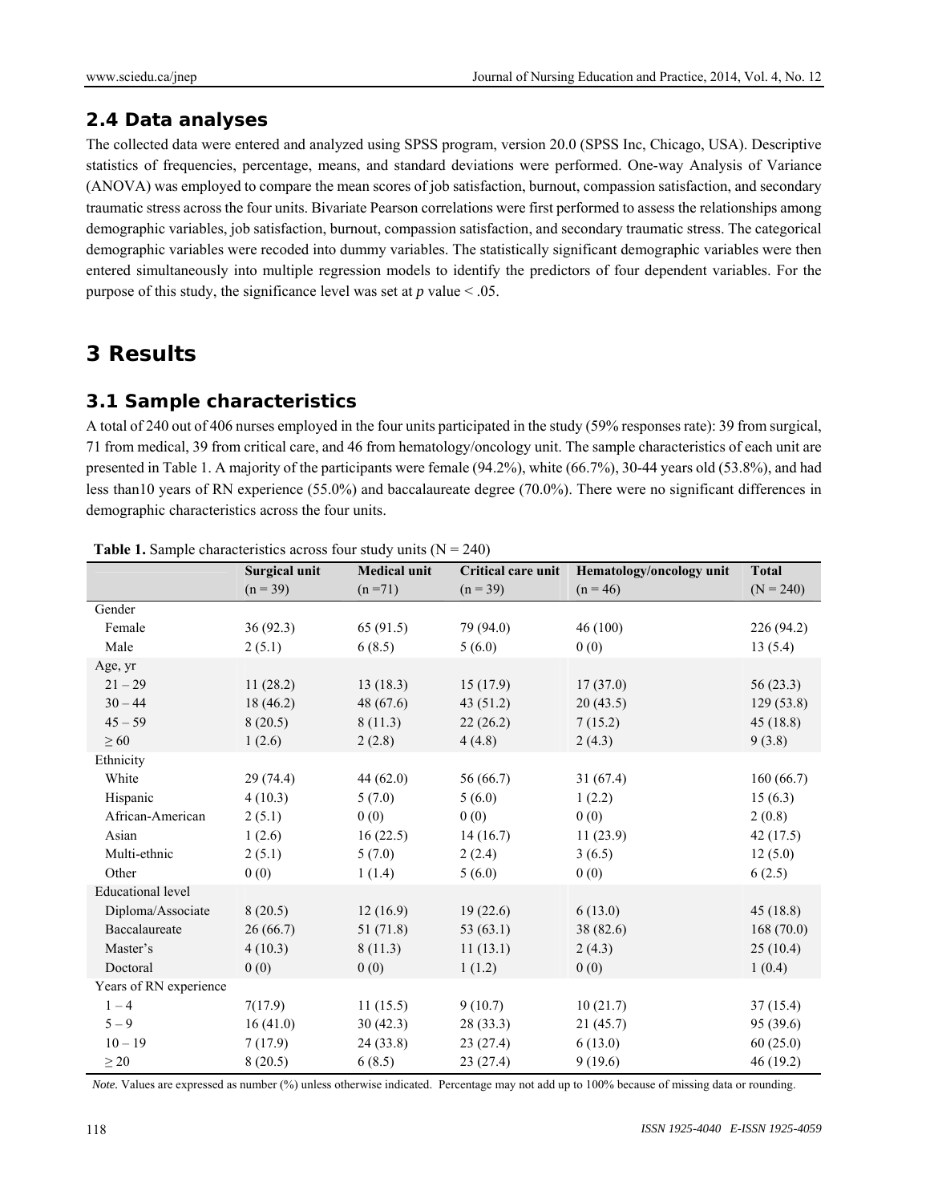## 2.4 Data analyses

The collected data were entered and analyzed using SPSS program, version 20.0 (SPSS Inc, Chicago, USA). Descriptive statistics of frequencies, percentage, means, and standard deviations were performed. One-way Analysis of Variance (ANOVA) was employed to compare the mean scores of job satisfaction, burnout, compassion satisfaction, and secondary traumatic stress across the four units. Bivariate Pearson correlations were first performed to assess the relationships among demographic variables, job satisfaction, burnout, compassion satisfaction, and secondary traumatic stress. The categorical demographic variables were recoded into dummy variables. The statistically significant demographic variables were then entered simultaneously into multiple regression models to identify the predictors of four dependent variables. For the purpose of this study, the significance level was set at *p* value < .05.

# 3 Results

## 3.1 Sample characteristics

A total of 240 out of 406 nurses employed in the four units participated in the study (59% responses rate): 39 from surgical, 71 from medical, 39 from critical care, and 46 from hematology/oncology unit. The sample characteristics of each unit are presented in Table 1. A majority of the participants were female (94.2%), white (66.7%), 30-44 years old (53.8%), and had less than10 years of RN experience (55.0%) and baccalaureate degree (70.0%). There were no significant differences in demographic characteristics across the four units.

**Table 1.** Sample characteristics across four study units (N = 240)

| | Surgical unit (n = 39) | Medical unit (n =71) | Critical care unit (n = 39) | Hematology/oncology unit (n = 46) | Total (N = 240) |
|---|---|---|---|---|---|
| Gender | | | | | |
| Female | 36 (92.3) | 65 (91.5) | 79 (94.0) | 46 (100) | 226 (94.2) |
| Male | 2 (5.1) | 6 (8.5) | 5 (6.0) | 0 (0) | 13 (5.4) |
| Age, yr | | | | | |
| 21 – 29 | 11 (28.2) | 13 (18.3) | 15 (17.9) | 17 (37.0) | 56 (23.3) |
| 30 – 44 | 18 (46.2) | 48 (67.6) | 43 (51.2) | 20 (43.5) | 129 (53.8) |
| 45 – 59 | 8 (20.5) | 8 (11.3) | 22 (26.2) | 7 (15.2) | 45 (18.8) |
| ≥ 60 | 1 (2.6) | 2 (2.8) | 4 (4.8) | 2 (4.3) | 9 (3.8) |
| Ethnicity | | | | | |
| White | 29 (74.4) | 44 (62.0) | 56 (66.7) | 31 (67.4) | 160 (66.7) |
| Hispanic | 4 (10.3) | 5 (7.0) | 5 (6.0) | 1 (2.2) | 15 (6.3) |
| African-American | 2 (5.1) | 0 (0) | 0 (0) | 0 (0) | 2 (0.8) |
| Asian | 1 (2.6) | 16 (22.5) | 14 (16.7) | 11 (23.9) | 42 (17.5) |
| Multi-ethnic | 2 (5.1) | 5 (7.0) | 2 (2.4) | 3 (6.5) | 12 (5.0) |
| Other | 0 (0) | 1 (1.4) | 5 (6.0) | 0 (0) | 6 (2.5) |
| Educational level | | | | | |
| Diploma/Associate | 8 (20.5) | 12 (16.9) | 19 (22.6) | 6 (13.0) | 45 (18.8) |
| Baccalaureate | 26 (66.7) | 51 (71.8) | 53 (63.1) | 38 (82.6) | 168 (70.0) |
| Master's | 4 (10.3) | 8 (11.3) | 11 (13.1) | 2 (4.3) | 25 (10.4) |
| Doctoral | 0 (0) | 0 (0) | 1 (1.2) | 0 (0) | 1 (0.4) |
| Years of RN experience | | | | | |
| 1 – 4 | 7(17.9) | 11 (15.5) | 9 (10.7) | 10 (21.7) | 37 (15.4) |
| 5 – 9 | 16 (41.0) | 30 (42.3) | 28 (33.3) | 21 (45.7) | 95 (39.6) |
| 10 – 19 | 7 (17.9) | 24 (33.8) | 23 (27.4) | 6 (13.0) | 60 (25.0) |
| ≥ 20 | 8 (20.5) | 6 (8.5) | 23 (27.4) | 9 (19.6) | 46 (19.2) |

*Note.* Values are expressed as number (%) unless otherwise indicated. Percentage may not add up to 100% because of missing data or rounding.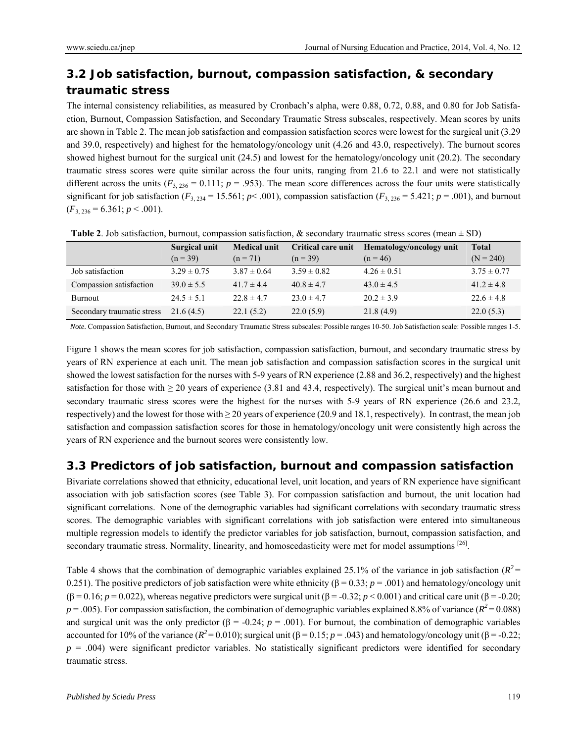## 3.2 Job satisfaction, burnout, compassion satisfaction, & secondary traumatic stress

The internal consistency reliabilities, as measured by Cronbach's alpha, were 0.88, 0.72, 0.88, and 0.80 for Job Satisfaction, Burnout, Compassion Satisfaction, and Secondary Traumatic Stress subscales, respectively. Mean scores by units are shown in Table 2. The mean job satisfaction and compassion satisfaction scores were lowest for the surgical unit (3.29 and 39.0, respectively) and highest for the hematology/oncology unit (4.26 and 43.0, respectively). The burnout scores showed highest burnout for the surgical unit (24.5) and lowest for the hematology/oncology unit (20.2). The secondary traumatic stress scores were quite similar across the four units, ranging from 21.6 to 22.1 and were not statistically different across the units ($F_{3, 236} = 0.111$; $p = .953$). The mean score differences across the four units were statistically significant for job satisfaction ($F_{3, 234} = 15.561$; $p < .001$), compassion satisfaction ($F_{3, 236} = 5.421$; $p = .001$), and burnout ($F_{3, 236} = 6.361$; $p < .001$).

**Table 2**. Job satisfaction, burnout, compassion satisfaction, & secondary traumatic stress scores (mean ± SD)

| | Surgical unit (n = 39) | Medical unit (n = 71) | Critical care unit (n = 39) | Hematology/oncology unit (n = 46) | Total (N = 240) |
|---|---|---|---|---|---|
| Job satisfaction | 3.29 ± 0.75 | 3.87 ± 0.64 | 3.59 ± 0.82 | 4.26 ± 0.51 | 3.75 ± 0.77 |
| Compassion satisfaction | 39.0 ± 5.5 | 41.7 ± 4.4 | 40.8 ± 4.7 | 43.0 ± 4.5 | 41.2 ± 4.8 |
| Burnout | 24.5 ± 5.1 | 22.8 ± 4.7 | 23.0 ± 4.7 | 20.2 ± 3.9 | 22.6 ± 4.8 |
| Secondary traumatic stress | 21.6 (4.5) | 22.1 (5.2) | 22.0 (5.9) | 21.8 (4.9) | 22.0 (5.3) |

*Note.* Compassion Satisfaction, Burnout, and Secondary Traumatic Stress subscales: Possible ranges 10-50. Job Satisfaction scale: Possible ranges 1-5.

Figure 1 shows the mean scores for job satisfaction, compassion satisfaction, burnout, and secondary traumatic stress by years of RN experience at each unit. The mean job satisfaction and compassion satisfaction scores in the surgical unit showed the lowest satisfaction for the nurses with 5-9 years of RN experience (2.88 and 36.2, respectively) and the highest satisfaction for those with ≥ 20 years of experience (3.81 and 43.4, respectively). The surgical unit's mean burnout and secondary traumatic stress scores were the highest for the nurses with 5-9 years of RN experience (26.6 and 23.2, respectively) and the lowest for those with ≥ 20 years of experience (20.9 and 18.1, respectively). In contrast, the mean job satisfaction and compassion satisfaction scores for those in hematology/oncology unit were consistently high across the years of RN experience and the burnout scores were consistently low.

## 3.3 Predictors of job satisfaction, burnout and compassion satisfaction

Bivariate correlations showed that ethnicity, educational level, unit location, and years of RN experience have significant association with job satisfaction scores (see Table 3). For compassion satisfaction and burnout, the unit location had significant correlations. None of the demographic variables had significant correlations with secondary traumatic stress scores. The demographic variables with significant correlations with job satisfaction were entered into simultaneous multiple regression models to identify the predictor variables for job satisfaction, burnout, compassion satisfaction, and secondary traumatic stress. Normality, linearity, and homoscedasticity were met for model assumptions [26].

Table 4 shows that the combination of demographic variables explained 25.1% of the variance in job satisfaction ($R^2 = 0.251$). The positive predictors of job satisfaction were white ethnicity ($\beta = 0.33$; $p = .001$) and hematology/oncology unit ($\beta = 0.16$; $p = 0.022$), whereas negative predictors were surgical unit ($\beta = -0.32$; $p < 0.001$) and critical care unit ($\beta = -0.20$; $p = .005$). For compassion satisfaction, the combination of demographic variables explained 8.8% of variance ($R^2 = 0.088$) and surgical unit was the only predictor ($\beta = -0.24$; $p = .001$). For burnout, the combination of demographic variables accounted for 10% of the variance ($R^2 = 0.010$); surgical unit ($\beta = 0.15$; $p = .043$) and hematology/oncology unit ($\beta = -0.22$; $p = .004$) were significant predictor variables. No statistically significant predictors were identified for secondary traumatic stress.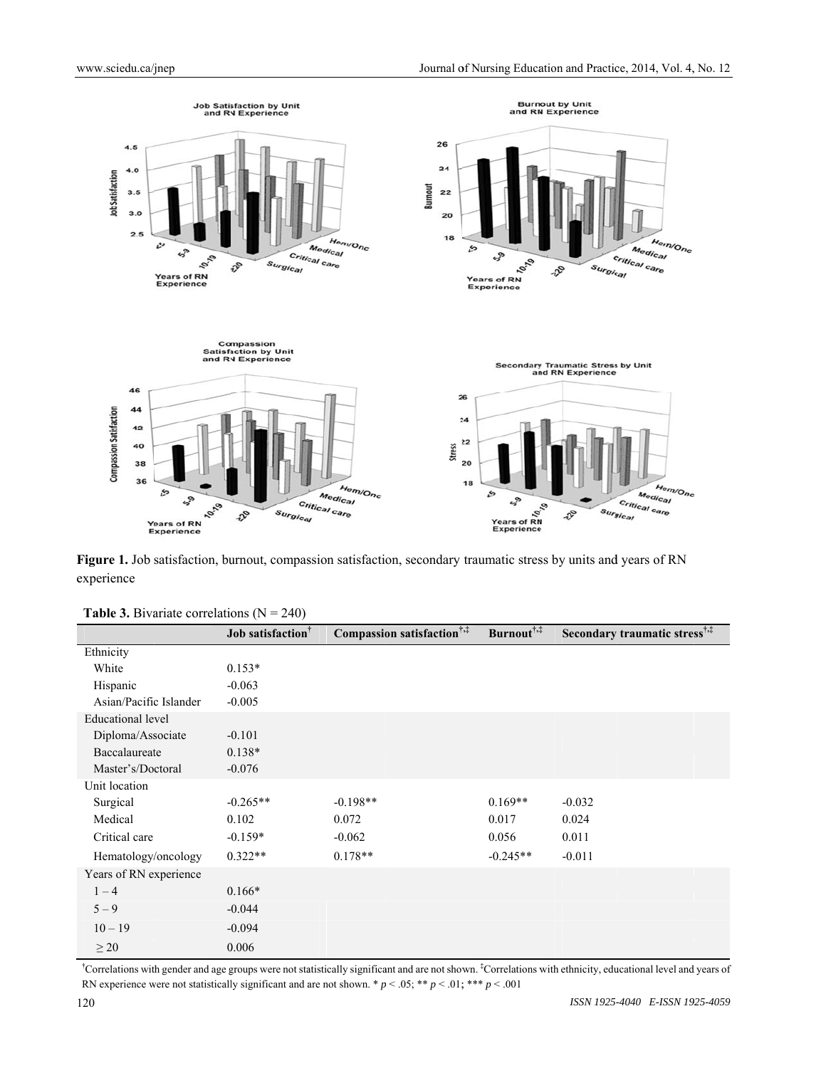**Figure 1.** Job satisfaction, burnout, compassion satisfaction, secondary traumatic stress by units and years of RN experience

**Table 3.** Bivariate correlations (N = 240)

| | Job satisfaction[†] | Compassion satisfaction[†,‡] | Burnout[†,‡] | Secondary traumatic stress[†,‡] |
|---|---|---|---|---|
| Ethnicity | | | | |
| White | 0.153* | | | |
| Hispanic | -0.063 | | | |
| Asian/Pacific Islander | -0.005 | | | |
| Educational level | | | | |
| Diploma/Associate | -0.101 | | | |
| Baccalaureate | 0.138* | | | |
| Master's/Doctoral | -0.076 | | | |
| Unit location | | | | |
| Surgical | -0.265** | -0.198** | 0.169** | -0.032 |
| Medical | 0.102 | 0.072 | 0.017 | 0.024 |
| Critical care | -0.159* | -0.062 | 0.056 | 0.011 |
| Hematology/oncology | 0.322** | 0.178** | -0.245** | -0.011 |
| Years of RN experience | | | | |
| 1 – 4 | 0.166* | | | |
| 5 – 9 | -0.044 | | | |
| 10 – 19 | -0.094 | | | |
| ≥ 20 | 0.006 | | | |

[†]Correlations with gender and age groups were not statistically significant and are not shown. [‡]Correlations with ethnicity, educational level and years of RN experience were not statistically significant and are not shown. * $p < .05$; ** $p < .01$; *** $p < .001$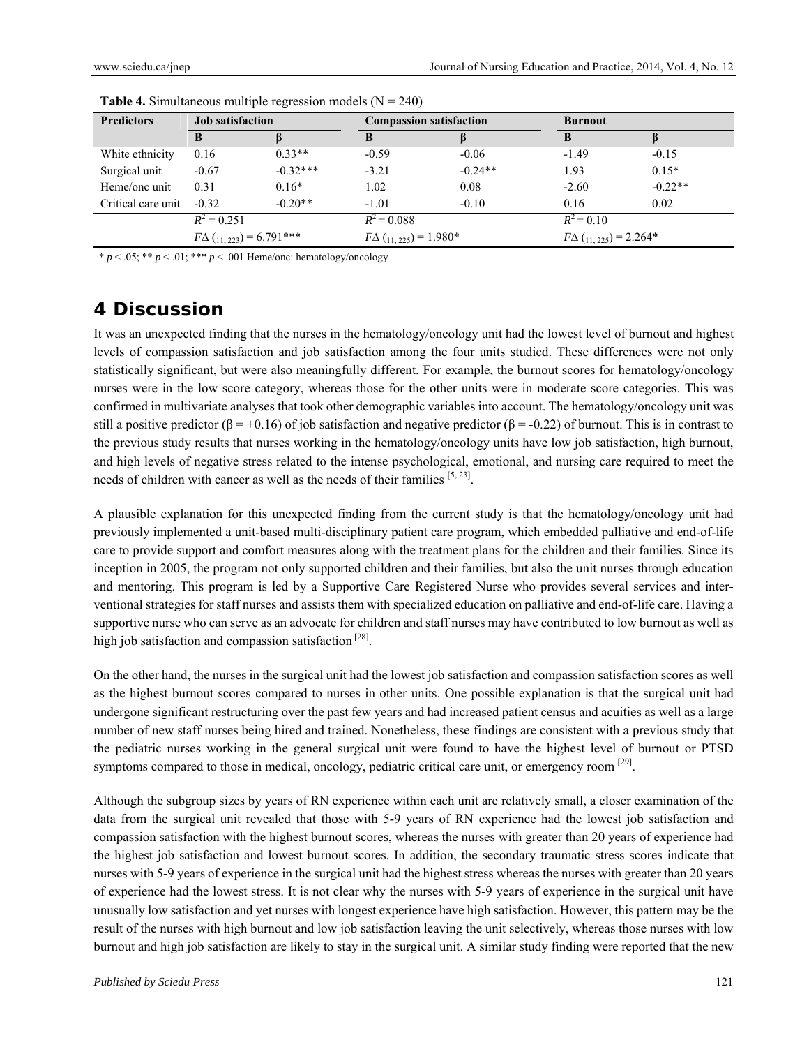**Table 4.** Simultaneous multiple regression models (N = 240)

| Predictors | Job satisfaction | | Compassion satisfaction | | Burnout | |
|---|---|---|---|---|---|---|
| | B | β | B | β | B | β |
| White ethnicity | 0.16 | 0.33** | -0.59 | -0.06 | -1.49 | -0.15 |
| Surgical unit | -0.67 | -0.32*** | -3.21 | -0.24** | 1.93 | 0.15* |
| Heme/onc unit | 0.31 | 0.16* | 1.02 | 0.08 | -2.60 | -0.22** |
| Critical care unit | -0.32 | -0.20** | -1.01 | -0.10 | 0.16 | 0.02 |
| | $R^2$ = 0.251 | | $R^2$ = 0.088 | | $R^2$ = 0.10 | |
| | $F\Delta_{(11, 223)} = 6.791$*** | | $F\Delta_{(11, 225)} = 1.980$* | | $F\Delta_{(11, 225)} = 2.264$* | |

* $p < .05$; ** $p < .01$; *** $p < .001$ Heme/onc: hematology/oncology

# 4 Discussion

It was an unexpected finding that the nurses in the hematology/oncology unit had the lowest level of burnout and highest levels of compassion satisfaction and job satisfaction among the four units studied. These differences were not only statistically significant, but were also meaningfully different. For example, the burnout scores for hematology/oncology nurses were in the low score category, whereas those for the other units were in moderate score categories. This was confirmed in multivariate analyses that took other demographic variables into account. The hematology/oncology unit was still a positive predictor (β = +0.16) of job satisfaction and negative predictor (β = -0.22) of burnout. This is in contrast to the previous study results that nurses working in the hematology/oncology units have low job satisfaction, high burnout, and high levels of negative stress related to the intense psychological, emotional, and nursing care required to meet the needs of children with cancer as well as the needs of their families [5, 23].

A plausible explanation for this unexpected finding from the current study is that the hematology/oncology unit had previously implemented a unit-based multi-disciplinary patient care program, which embedded palliative and end-of-life care to provide support and comfort measures along with the treatment plans for the children and their families. Since its inception in 2005, the program not only supported children and their families, but also the unit nurses through education and mentoring. This program is led by a Supportive Care Registered Nurse who provides several services and interventional strategies for staff nurses and assists them with specialized education on palliative and end-of-life care. Having a supportive nurse who can serve as an advocate for children and staff nurses may have contributed to low burnout as well as high job satisfaction and compassion satisfaction [28].

On the other hand, the nurses in the surgical unit had the lowest job satisfaction and compassion satisfaction scores as well as the highest burnout scores compared to nurses in other units. One possible explanation is that the surgical unit had undergone significant restructuring over the past few years and had increased patient census and acuities as well as a large number of new staff nurses being hired and trained. Nonetheless, these findings are consistent with a previous study that the pediatric nurses working in the general surgical unit were found to have the highest level of burnout or PTSD symptoms compared to those in medical, oncology, pediatric critical care unit, or emergency room [29].

Although the subgroup sizes by years of RN experience within each unit are relatively small, a closer examination of the data from the surgical unit revealed that those with 5-9 years of RN experience had the lowest job satisfaction and compassion satisfaction with the highest burnout scores, whereas the nurses with greater than 20 years of experience had the highest job satisfaction and lowest burnout scores. In addition, the secondary traumatic stress scores indicate that nurses with 5-9 years of experience in the surgical unit had the highest stress whereas the nurses with greater than 20 years of experience had the lowest stress. It is not clear why the nurses with 5-9 years of experience in the surgical unit have unusually low satisfaction and yet nurses with longest experience have high satisfaction. However, this pattern may be the result of the nurses with high burnout and low job satisfaction leaving the unit selectively, whereas those nurses with low burnout and high job satisfaction are likely to stay in the surgical unit. A similar study finding were reported that the new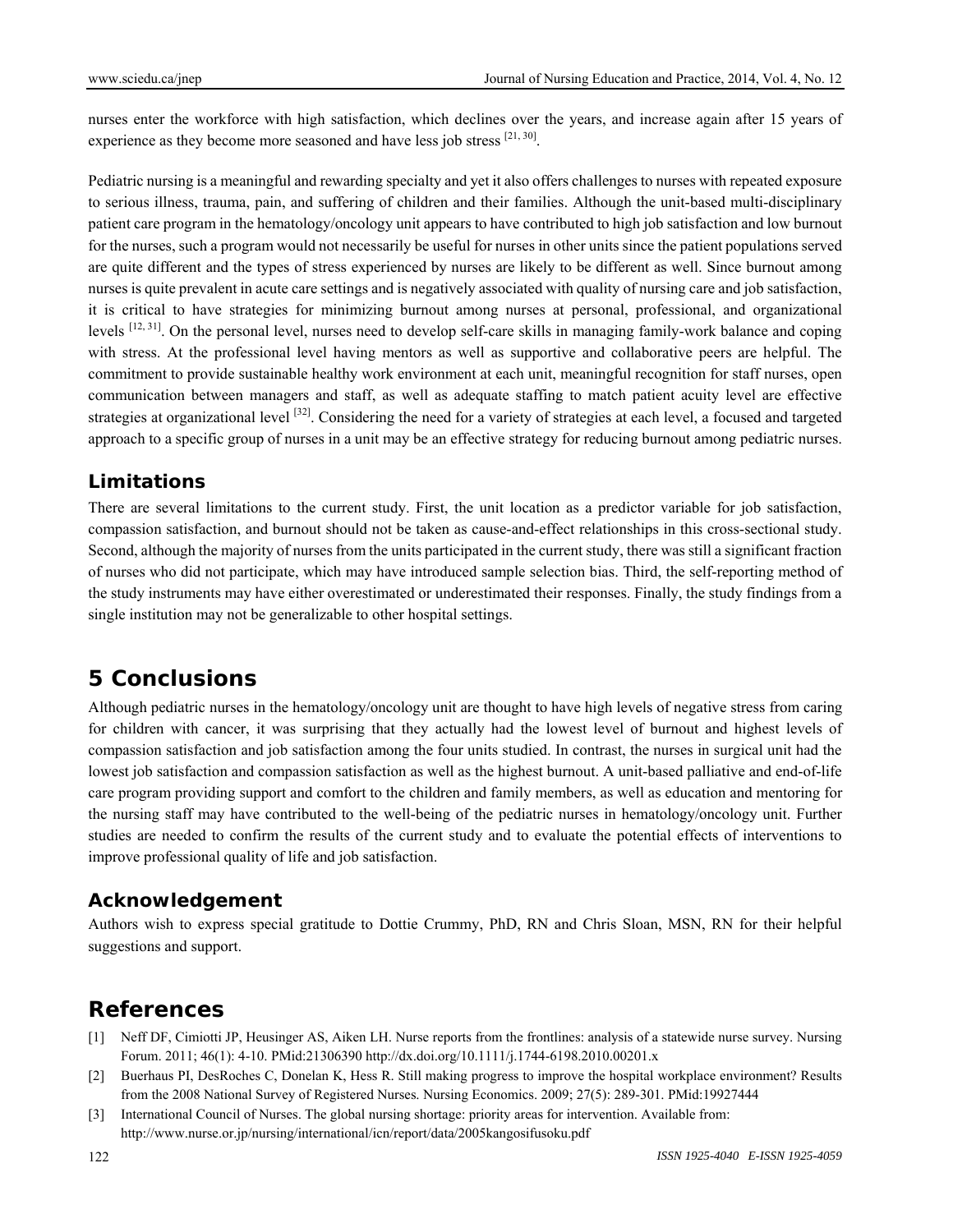nurses enter the workforce with high satisfaction, which declines over the years, and increase again after 15 years of experience as they become more seasoned and have less job stress [21, 30].

Pediatric nursing is a meaningful and rewarding specialty and yet it also offers challenges to nurses with repeated exposure to serious illness, trauma, pain, and suffering of children and their families. Although the unit-based multi-disciplinary patient care program in the hematology/oncology unit appears to have contributed to high job satisfaction and low burnout for the nurses, such a program would not necessarily be useful for nurses in other units since the patient populations served are quite different and the types of stress experienced by nurses are likely to be different as well. Since burnout among nurses is quite prevalent in acute care settings and is negatively associated with quality of nursing care and job satisfaction, it is critical to have strategies for minimizing burnout among nurses at personal, professional, and organizational levels [12, 31]. On the personal level, nurses need to develop self-care skills in managing family-work balance and coping with stress. At the professional level having mentors as well as supportive and collaborative peers are helpful. The commitment to provide sustainable healthy work environment at each unit, meaningful recognition for staff nurses, open communication between managers and staff, as well as adequate staffing to match patient acuity level are effective strategies at organizational level [32]. Considering the need for a variety of strategies at each level, a focused and targeted approach to a specific group of nurses in a unit may be an effective strategy for reducing burnout among pediatric nurses.

### Limitations

There are several limitations to the current study. First, the unit location as a predictor variable for job satisfaction, compassion satisfaction, and burnout should not be taken as cause-and-effect relationships in this cross-sectional study. Second, although the majority of nurses from the units participated in the current study, there was still a significant fraction of nurses who did not participate, which may have introduced sample selection bias. Third, the self-reporting method of the study instruments may have either overestimated or underestimated their responses. Finally, the study findings from a single institution may not be generalizable to other hospital settings.

## 5 Conclusions

Although pediatric nurses in the hematology/oncology unit are thought to have high levels of negative stress from caring for children with cancer, it was surprising that they actually had the lowest level of burnout and highest levels of compassion satisfaction and job satisfaction among the four units studied. In contrast, the nurses in surgical unit had the lowest job satisfaction and compassion satisfaction as well as the highest burnout. A unit-based palliative and end-of-life care program providing support and comfort to the children and family members, as well as education and mentoring for the nursing staff may have contributed to the well-being of the pediatric nurses in hematology/oncology unit. Further studies are needed to confirm the results of the current study and to evaluate the potential effects of interventions to improve professional quality of life and job satisfaction.

### Acknowledgement

Authors wish to express special gratitude to Dottie Crummy, PhD, RN and Chris Sloan, MSN, RN for their helpful suggestions and support.

## References

[1] Neff DF, Cimiotti JP, Heusinger AS, Aiken LH. Nurse reports from the frontlines: analysis of a statewide nurse survey. Nursing Forum. 2011; 46(1): 4-10. PMid:21306390 http://dx.doi.org/10.1111/j.1744-6198.2010.00201.x

[2] Buerhaus PI, DesRoches C, Donelan K, Hess R. Still making progress to improve the hospital workplace environment? Results from the 2008 National Survey of Registered Nurses. Nursing Economics. 2009; 27(5): 289-301. PMid:19927444

[3] International Council of Nurses. The global nursing shortage: priority areas for intervention. Available from: http://www.nurse.or.jp/nursing/international/icn/report/data/2005kangosifusoku.pdf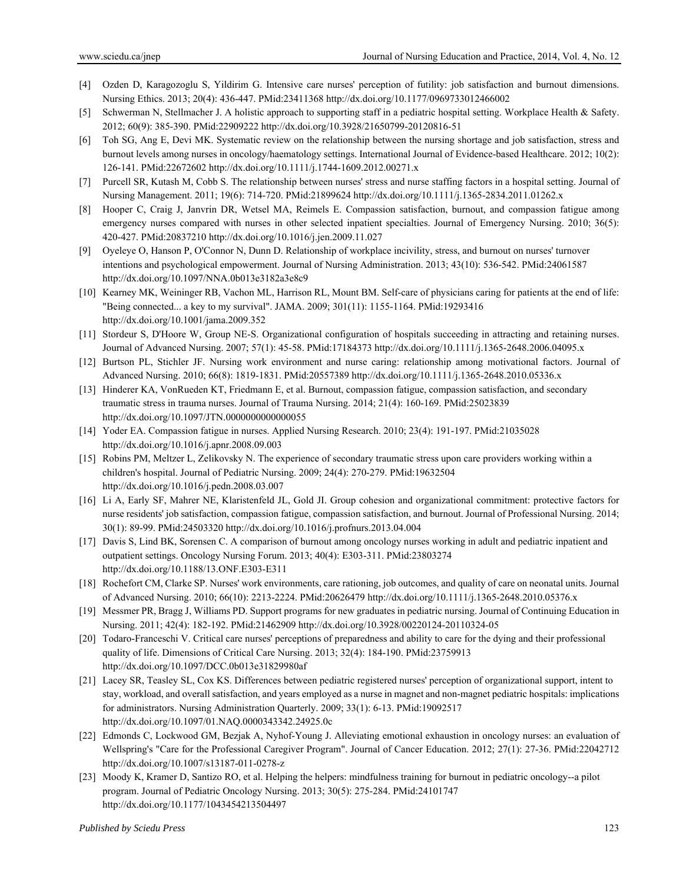[4] Ozden D, Karagozoglu S, Yildirim G. Intensive care nurses' perception of futility: job satisfaction and burnout dimensions. Nursing Ethics. 2013; 20(4): 436-447. PMid:23411368 http://dx.doi.org/10.1177/0969733012466002

[5] Schwerman N, Stellmacher J. A holistic approach to supporting staff in a pediatric hospital setting. Workplace Health & Safety. 2012; 60(9): 385-390. PMid:22909222 http://dx.doi.org/10.3928/21650799-20120816-51

[6] Toh SG, Ang E, Devi MK. Systematic review on the relationship between the nursing shortage and job satisfaction, stress and burnout levels among nurses in oncology/haematology settings. International Journal of Evidence-based Healthcare. 2012; 10(2): 126-141. PMid:22672602 http://dx.doi.org/10.1111/j.1744-1609.2012.00271.x

[7] Purcell SR, Kutash M, Cobb S. The relationship between nurses' stress and nurse staffing factors in a hospital setting. Journal of Nursing Management. 2011; 19(6): 714-720. PMid:21899624 http://dx.doi.org/10.1111/j.1365-2834.2011.01262.x

[8] Hooper C, Craig J, Janvrin DR, Wetsel MA, Reimels E. Compassion satisfaction, burnout, and compassion fatigue among emergency nurses compared with nurses in other selected inpatient specialties. Journal of Emergency Nursing. 2010; 36(5): 420-427. PMid:20837210 http://dx.doi.org/10.1016/j.jen.2009.11.027

[9] Oyeleye O, Hanson P, O'Connor N, Dunn D. Relationship of workplace incivility, stress, and burnout on nurses' turnover intentions and psychological empowerment. Journal of Nursing Administration. 2013; 43(10): 536-542. PMid:24061587 http://dx.doi.org/10.1097/NNA.0b013e3182a3e8c9

[10] Kearney MK, Weininger RB, Vachon ML, Harrison RL, Mount BM. Self-care of physicians caring for patients at the end of life: "Being connected... a key to my survival". JAMA. 2009; 301(11): 1155-1164. PMid:19293416 http://dx.doi.org/10.1001/jama.2009.352

[11] Stordeur S, D'Hoore W, Group NE-S. Organizational configuration of hospitals succeeding in attracting and retaining nurses. Journal of Advanced Nursing. 2007; 57(1): 45-58. PMid:17184373 http://dx.doi.org/10.1111/j.1365-2648.2006.04095.x

[12] Burtson PL, Stichler JF. Nursing work environment and nurse caring: relationship among motivational factors. Journal of Advanced Nursing. 2010; 66(8): 1819-1831. PMid:20557389 http://dx.doi.org/10.1111/j.1365-2648.2010.05336.x

[13] Hinderer KA, VonRueden KT, Friedmann E, et al. Burnout, compassion fatigue, compassion satisfaction, and secondary traumatic stress in trauma nurses. Journal of Trauma Nursing. 2014; 21(4): 160-169. PMid:25023839 http://dx.doi.org/10.1097/JTN.0000000000000055

[14] Yoder EA. Compassion fatigue in nurses. Applied Nursing Research. 2010; 23(4): 191-197. PMid:21035028 http://dx.doi.org/10.1016/j.apnr.2008.09.003

[15] Robins PM, Meltzer L, Zelikovsky N. The experience of secondary traumatic stress upon care providers working within a children's hospital. Journal of Pediatric Nursing. 2009; 24(4): 270-279. PMid:19632504 http://dx.doi.org/10.1016/j.pedn.2008.03.007

[16] Li A, Early SF, Mahrer NE, Klaristenfeld JL, Gold JI. Group cohesion and organizational commitment: protective factors for nurse residents' job satisfaction, compassion fatigue, compassion satisfaction, and burnout. Journal of Professional Nursing. 2014; 30(1): 89-99. PMid:24503320 http://dx.doi.org/10.1016/j.profnurs.2013.04.004

[17] Davis S, Lind BK, Sorensen C. A comparison of burnout among oncology nurses working in adult and pediatric inpatient and outpatient settings. Oncology Nursing Forum. 2013; 40(4): E303-311. PMid:23803274 http://dx.doi.org/10.1188/13.ONF.E303-E311

[18] Rochefort CM, Clarke SP. Nurses' work environments, care rationing, job outcomes, and quality of care on neonatal units. Journal of Advanced Nursing. 2010; 66(10): 2213-2224. PMid:20626479 http://dx.doi.org/10.1111/j.1365-2648.2010.05376.x

[19] Messmer PR, Bragg J, Williams PD. Support programs for new graduates in pediatric nursing. Journal of Continuing Education in Nursing. 2011; 42(4): 182-192. PMid:21462909 http://dx.doi.org/10.3928/00220124-20110324-05

[20] Todaro-Franceschi V. Critical care nurses' perceptions of preparedness and ability to care for the dying and their professional quality of life. Dimensions of Critical Care Nursing. 2013; 32(4): 184-190. PMid:23759913 http://dx.doi.org/10.1097/DCC.0b013e31829980af

[21] Lacey SR, Teasley SL, Cox KS. Differences between pediatric registered nurses' perception of organizational support, intent to stay, workload, and overall satisfaction, and years employed as a nurse in magnet and non-magnet pediatric hospitals: implications for administrators. Nursing Administration Quarterly. 2009; 33(1): 6-13. PMid:19092517 http://dx.doi.org/10.1097/01.NAQ.0000343342.24925.0c

[22] Edmonds C, Lockwood GM, Bezjak A, Nyhof-Young J. Alleviating emotional exhaustion in oncology nurses: an evaluation of Wellspring's "Care for the Professional Caregiver Program". Journal of Cancer Education. 2012; 27(1): 27-36. PMid:22042712 http://dx.doi.org/10.1007/s13187-011-0278-z

[23] Moody K, Kramer D, Santizo RO, et al. Helping the helpers: mindfulness training for burnout in pediatric oncology--a pilot program. Journal of Pediatric Oncology Nursing. 2013; 30(5): 275-284. PMid:24101747 http://dx.doi.org/10.1177/1043454213504497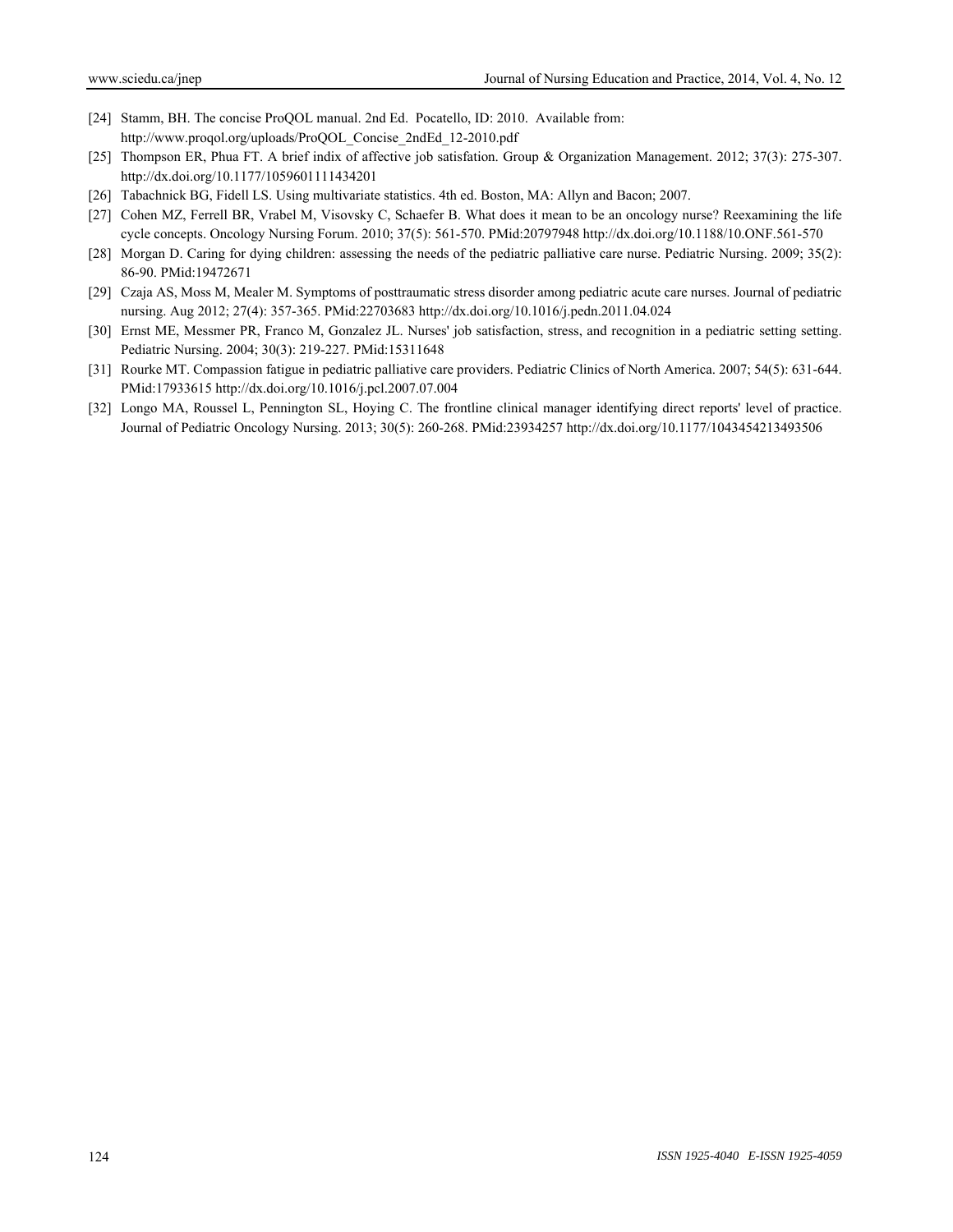[24] Stamm, BH. The concise ProQOL manual. 2nd Ed. Pocatello, ID: 2010. Available from: http://www.proqol.org/uploads/ProQOL_Concise_2ndEd_12-2010.pdf

[25] Thompson ER, Phua FT. A brief indix of affective job satisfation. Group & Organization Management. 2012; 37(3): 275-307. http://dx.doi.org/10.1177/1059601111434201

[26] Tabachnick BG, Fidell LS. Using multivariate statistics. 4th ed. Boston, MA: Allyn and Bacon; 2007.

[27] Cohen MZ, Ferrell BR, Vrabel M, Visovsky C, Schaefer B. What does it mean to be an oncology nurse? Reexamining the life cycle concepts. Oncology Nursing Forum. 2010; 37(5): 561-570. PMid:20797948 http://dx.doi.org/10.1188/10.ONF.561-570

[28] Morgan D. Caring for dying children: assessing the needs of the pediatric palliative care nurse. Pediatric Nursing. 2009; 35(2): 86-90. PMid:19472671

[29] Czaja AS, Moss M, Mealer M. Symptoms of posttraumatic stress disorder among pediatric acute care nurses. Journal of pediatric nursing. Aug 2012; 27(4): 357-365. PMid:22703683 http://dx.doi.org/10.1016/j.pedn.2011.04.024

[30] Ernst ME, Messmer PR, Franco M, Gonzalez JL. Nurses' job satisfaction, stress, and recognition in a pediatric setting setting. Pediatric Nursing. 2004; 30(3): 219-227. PMid:15311648

[31] Rourke MT. Compassion fatigue in pediatric palliative care providers. Pediatric Clinics of North America. 2007; 54(5): 631-644. PMid:17933615 http://dx.doi.org/10.1016/j.pcl.2007.07.004

[32] Longo MA, Roussel L, Pennington SL, Hoying C. The frontline clinical manager identifying direct reports' level of practice. Journal of Pediatric Oncology Nursing. 2013; 30(5): 260-268. PMid:23934257 http://dx.doi.org/10.1177/1043454213493506